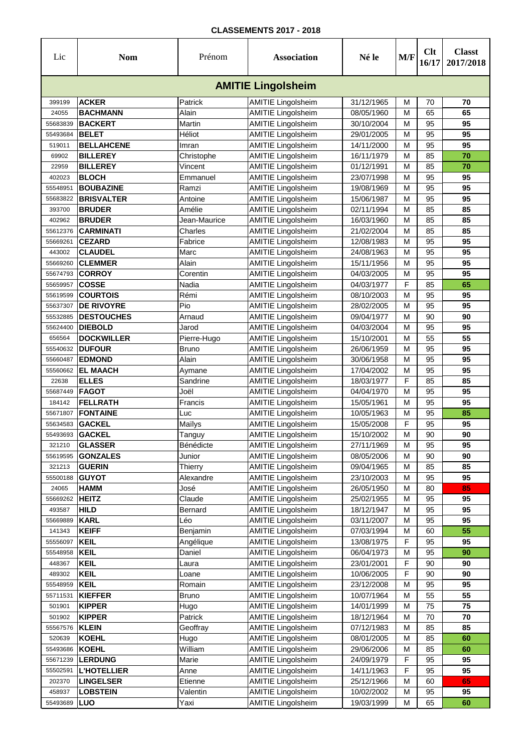**CLASSEMENTS 2017 - 2018**

| Lic | Nom | Prénom | Association | Né le | M/F | Clt 16/17 | Classt 2017/2018 |
|---|---|---|---|---|---|---|---|
| **AMITIE Lingolsheim** | | | | | | | |
| 399199 | **ACKER** | Patrick | AMITIE Lingolsheim | 31/12/1965 | M | 70 | **70** |
| 24055 | **BACHMANN** | Alain | AMITIE Lingolsheim | 08/05/1960 | M | 65 | **65** |
| 55683839 | **BACKERT** | Martin | AMITIE Lingolsheim | 30/10/2004 | M | 95 | **95** |
| 55493684 | **BELET** | Héliot | AMITIE Lingolsheim | 29/01/2005 | M | 95 | **95** |
| 519011 | **BELLAHCENE** | Imran | AMITIE Lingolsheim | 14/11/2000 | M | 95 | **95** |
| 69902 | **BILLEREY** | Christophe | AMITIE Lingolsheim | 16/11/1979 | M | 85 | **70** |
| 22959 | **BILLEREY** | Vincent | AMITIE Lingolsheim | 01/12/1991 | M | 85 | **70** |
| 402023 | **BLOCH** | Emmanuel | AMITIE Lingolsheim | 23/07/1998 | M | 95 | **95** |
| 55548951 | **BOUBAZINE** | Ramzi | AMITIE Lingolsheim | 19/08/1969 | M | 95 | **95** |
| 55683822 | **BRISVALTER** | Antoine | AMITIE Lingolsheim | 15/06/1987 | M | 95 | **95** |
| 393700 | **BRUDER** | Amélie | AMITIE Lingolsheim | 02/11/1994 | M | 85 | **85** |
| 402962 | **BRUDER** | Jean-Maurice | AMITIE Lingolsheim | 16/03/1960 | M | 85 | **85** |
| 55612376 | **CARMINATI** | Charles | AMITIE Lingolsheim | 21/02/2004 | M | 85 | **85** |
| 55669261 | **CEZARD** | Fabrice | AMITIE Lingolsheim | 12/08/1983 | M | 95 | **95** |
| 443002 | **CLAUDEL** | Marc | AMITIE Lingolsheim | 24/08/1963 | M | 95 | **95** |
| 55669260 | **CLEMMER** | Alain | AMITIE Lingolsheim | 15/11/1956 | M | 95 | **95** |
| 55674793 | **CORROY** | Corentin | AMITIE Lingolsheim | 04/03/2005 | M | 95 | **95** |
| 55659957 | **COSSE** | Nadia | AMITIE Lingolsheim | 04/03/1977 | F | 85 | **65** |
| 55619599 | **COURTOIS** | Rémi | AMITIE Lingolsheim | 08/10/2003 | M | 95 | **95** |
| 55637307 | **DE RIVOYRE** | Pio | AMITIE Lingolsheim | 28/02/2005 | M | 95 | **95** |
| 55532885 | **DESTOUCHES** | Arnaud | AMITIE Lingolsheim | 09/04/1977 | M | 90 | **90** |
| 55624400 | **DIEBOLD** | Jarod | AMITIE Lingolsheim | 04/03/2004 | M | 95 | **95** |
| 656564 | **DOCKWILLER** | Pierre-Hugo | AMITIE Lingolsheim | 15/10/2001 | M | 55 | **55** |
| 55540632 | **DUFOUR** | Bruno | AMITIE Lingolsheim | 26/06/1959 | M | 95 | **95** |
| 55660487 | **EDMOND** | Alain | AMITIE Lingolsheim | 30/06/1958 | M | 95 | **95** |
| 55560662 | **EL MAACH** | Aymane | AMITIE Lingolsheim | 17/04/2002 | M | 95 | **95** |
| 22638 | **ELLES** | Sandrine | AMITIE Lingolsheim | 18/03/1977 | F | 85 | **85** |
| 55687449 | **FAGOT** | Joël | AMITIE Lingolsheim | 04/04/1970 | M | 95 | **95** |
| 184142 | **FELLRATH** | Francis | AMITIE Lingolsheim | 15/05/1961 | M | 95 | **95** |
| 55671807 | **FONTAINE** | Luc | AMITIE Lingolsheim | 10/05/1963 | M | 95 | **85** |
| 55634583 | **GACKEL** | Maïlys | AMITIE Lingolsheim | 15/05/2008 | F | 95 | **95** |
| 55493693 | **GACKEL** | Tanguy | AMITIE Lingolsheim | 15/10/2002 | M | 90 | **90** |
| 321210 | **GLASSER** | Bénédicte | AMITIE Lingolsheim | 27/11/1969 | M | 95 | **95** |
| 55619595 | **GONZALES** | Junior | AMITIE Lingolsheim | 08/05/2006 | M | 90 | **90** |
| 321213 | **GUERIN** | Thierry | AMITIE Lingolsheim | 09/04/1965 | M | 85 | **85** |
| 55500188 | **GUYOT** | Alexandre | AMITIE Lingolsheim | 23/10/2003 | M | 95 | **95** |
| 24065 | **HAMM** | José | AMITIE Lingolsheim | 26/05/1950 | M | 80 | **85** |
| 55669262 | **HEITZ** | Claude | AMITIE Lingolsheim | 25/02/1955 | M | 95 | **95** |
| 493587 | **HILD** | Bernard | AMITIE Lingolsheim | 18/12/1947 | M | 95 | **95** |
| 55669889 | **KARL** | Léo | AMITIE Lingolsheim | 03/11/2007 | M | 95 | **95** |
| 141343 | **KEIFF** | Benjamin | AMITIE Lingolsheim | 07/03/1994 | M | 60 | **55** |
| 55556097 | **KEIL** | Angélique | AMITIE Lingolsheim | 13/08/1975 | F | 95 | **95** |
| 55548958 | **KEIL** | Daniel | AMITIE Lingolsheim | 06/04/1973 | M | 95 | **90** |
| 448367 | **KEIL** | Laura | AMITIE Lingolsheim | 23/01/2001 | F | 90 | **90** |
| 489302 | **KEIL** | Loane | AMITIE Lingolsheim | 10/06/2005 | F | 90 | **90** |
| 55548959 | **KEIL** | Romain | AMITIE Lingolsheim | 23/12/2008 | M | 95 | **95** |
| 55711531 | **KIEFFER** | Bruno | AMITIE Lingolsheim | 10/07/1964 | M | 55 | **55** |
| 501901 | **KIPPER** | Hugo | AMITIE Lingolsheim | 14/01/1999 | M | 75 | **75** |
| 501902 | **KIPPER** | Patrick | AMITIE Lingolsheim | 18/12/1964 | M | 70 | **70** |
| 55567576 | **KLEIN** | Geoffray | AMITIE Lingolsheim | 07/12/1983 | M | 85 | **85** |
| 520639 | **KOEHL** | Hugo | AMITIE Lingolsheim | 08/01/2005 | M | 85 | **60** |
| 55493686 | **KOEHL** | William | AMITIE Lingolsheim | 29/06/2006 | M | 85 | **60** |
| 55671239 | **LERDUNG** | Marie | AMITIE Lingolsheim | 24/09/1979 | F | 95 | **95** |
| 55502591 | **L'HOTELLIER** | Anne | AMITIE Lingolsheim | 14/11/1963 | F | 95 | **95** |
| 202370 | **LINGELSER** | Etienne | AMITIE Lingolsheim | 25/12/1966 | M | 60 | **65** |
| 458937 | **LOBSTEIN** | Valentin | AMITIE Lingolsheim | 10/02/2002 | M | 95 | **95** |
| 55493689 | **LUO** | Yaxi | AMITIE Lingolsheim | 19/03/1999 | M | 65 | **60** |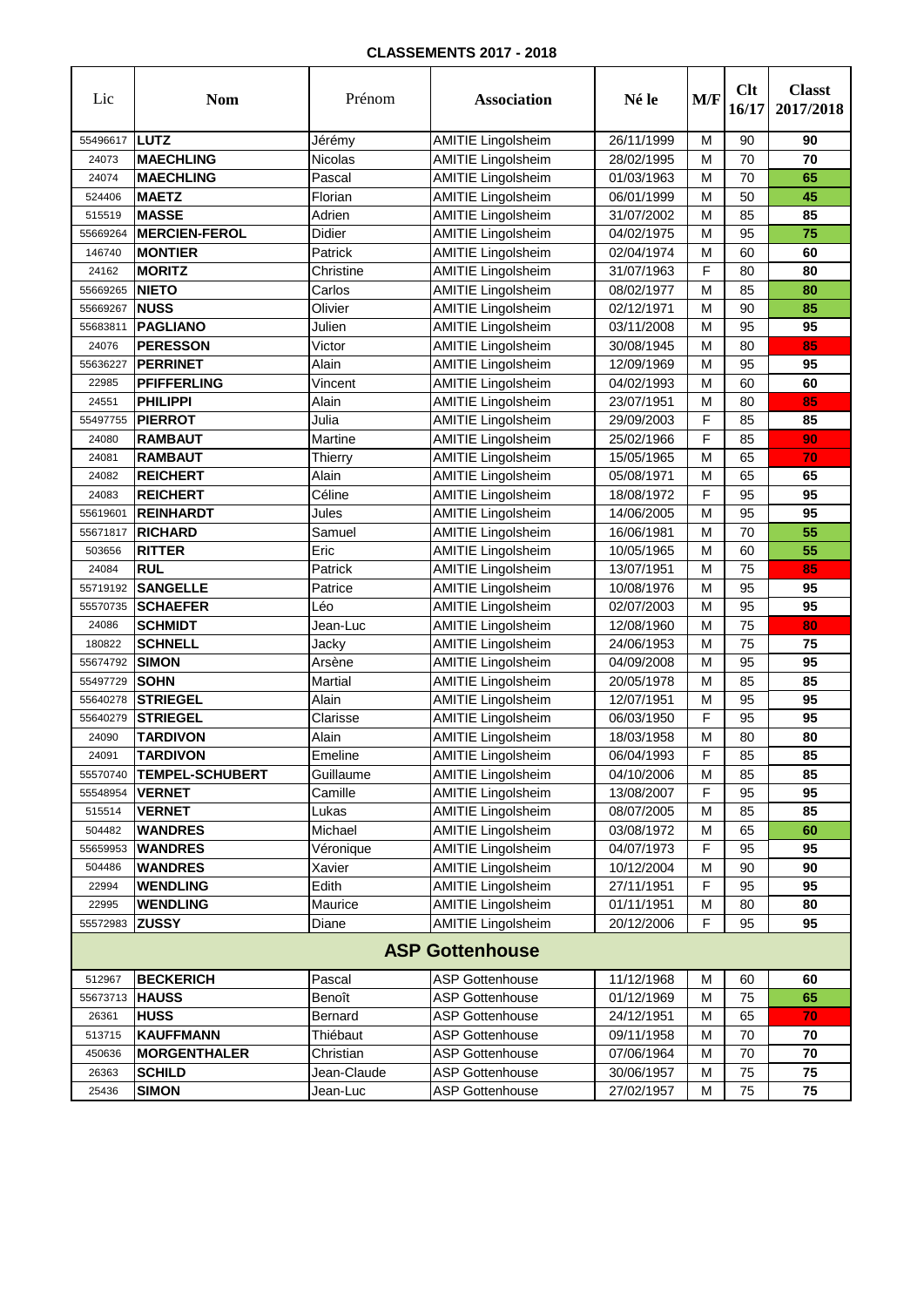**CLASSEMENTS 2017 - 2018**

| Lic | Nom | Prénom | Association | Né le | M/F | Clt 16/17 | Classt 2017/2018 |
|---|---|---|---|---|---|---|---|
| 55496617 | **LUTZ** | Jérémy | AMITIE Lingolsheim | 26/11/1999 | M | 90 | **90** |
| 24073 | **MAECHLING** | Nicolas | AMITIE Lingolsheim | 28/02/1995 | M | 70 | **70** |
| 24074 | **MAECHLING** | Pascal | AMITIE Lingolsheim | 01/03/1963 | M | 70 | **65** |
| 524406 | **MAETZ** | Florian | AMITIE Lingolsheim | 06/01/1999 | M | 50 | **45** |
| 515519 | **MASSE** | Adrien | AMITIE Lingolsheim | 31/07/2002 | M | 85 | **85** |
| 55669264 | **MERCIEN-FEROL** | Didier | AMITIE Lingolsheim | 04/02/1975 | M | 95 | **75** |
| 146740 | **MONTIER** | Patrick | AMITIE Lingolsheim | 02/04/1974 | M | 60 | **60** |
| 24162 | **MORITZ** | Christine | AMITIE Lingolsheim | 31/07/1963 | F | 80 | **80** |
| 55669265 | **NIETO** | Carlos | AMITIE Lingolsheim | 08/02/1977 | M | 85 | **80** |
| 55669267 | **NUSS** | Olivier | AMITIE Lingolsheim | 02/12/1971 | M | 90 | **85** |
| 55683811 | **PAGLIANO** | Julien | AMITIE Lingolsheim | 03/11/2008 | M | 95 | **95** |
| 24076 | **PERESSON** | Victor | AMITIE Lingolsheim | 30/08/1945 | M | 80 | **85** |
| 55636227 | **PERRINET** | Alain | AMITIE Lingolsheim | 12/09/1969 | M | 95 | **95** |
| 22985 | **PFIFFERLING** | Vincent | AMITIE Lingolsheim | 04/02/1993 | M | 60 | **60** |
| 24551 | **PHILIPPI** | Alain | AMITIE Lingolsheim | 23/07/1951 | M | 80 | **85** |
| 55497755 | **PIERROT** | Julia | AMITIE Lingolsheim | 29/09/2003 | F | 85 | **85** |
| 24080 | **RAMBAUT** | Martine | AMITIE Lingolsheim | 25/02/1966 | F | 85 | **90** |
| 24081 | **RAMBAUT** | Thierry | AMITIE Lingolsheim | 15/05/1965 | M | 65 | **70** |
| 24082 | **REICHERT** | Alain | AMITIE Lingolsheim | 05/08/1971 | M | 65 | **65** |
| 24083 | **REICHERT** | Céline | AMITIE Lingolsheim | 18/08/1972 | F | 95 | **95** |
| 55619601 | **REINHARDT** | Jules | AMITIE Lingolsheim | 14/06/2005 | M | 95 | **95** |
| 55671817 | **RICHARD** | Samuel | AMITIE Lingolsheim | 16/06/1981 | M | 70 | **55** |
| 503656 | **RITTER** | Eric | AMITIE Lingolsheim | 10/05/1965 | M | 60 | **55** |
| 24084 | **RUL** | Patrick | AMITIE Lingolsheim | 13/07/1951 | M | 75 | **85** |
| 55719192 | **SANGELLE** | Patrice | AMITIE Lingolsheim | 10/08/1976 | M | 95 | **95** |
| 55570735 | **SCHAEFER** | Léo | AMITIE Lingolsheim | 02/07/2003 | M | 95 | **95** |
| 24086 | **SCHMIDT** | Jean-Luc | AMITIE Lingolsheim | 12/08/1960 | M | 75 | **80** |
| 180822 | **SCHNELL** | Jacky | AMITIE Lingolsheim | 24/06/1953 | M | 75 | **75** |
| 55674792 | **SIMON** | Arsène | AMITIE Lingolsheim | 04/09/2008 | M | 95 | **95** |
| 55497729 | **SOHN** | Martial | AMITIE Lingolsheim | 20/05/1978 | M | 85 | **85** |
| 55640278 | **STRIEGEL** | Alain | AMITIE Lingolsheim | 12/07/1951 | M | 95 | **95** |
| 55640279 | **STRIEGEL** | Clarisse | AMITIE Lingolsheim | 06/03/1950 | F | 95 | **95** |
| 24090 | **TARDIVON** | Alain | AMITIE Lingolsheim | 18/03/1958 | M | 80 | **80** |
| 24091 | **TARDIVON** | Emeline | AMITIE Lingolsheim | 06/04/1993 | F | 85 | **85** |
| 55570740 | **TEMPEL-SCHUBERT** | Guillaume | AMITIE Lingolsheim | 04/10/2006 | M | 85 | **85** |
| 55548954 | **VERNET** | Camille | AMITIE Lingolsheim | 13/08/2007 | F | 95 | **95** |
| 515514 | **VERNET** | Lukas | AMITIE Lingolsheim | 08/07/2005 | M | 85 | **85** |
| 504482 | **WANDRES** | Michael | AMITIE Lingolsheim | 03/08/1972 | M | 65 | **60** |
| 55659953 | **WANDRES** | Véronique | AMITIE Lingolsheim | 04/07/1973 | F | 95 | **95** |
| 504486 | **WANDRES** | Xavier | AMITIE Lingolsheim | 10/12/2004 | M | 90 | **90** |
| 22994 | **WENDLING** | Edith | AMITIE Lingolsheim | 27/11/1951 | F | 95 | **95** |
| 22995 | **WENDLING** | Maurice | AMITIE Lingolsheim | 01/11/1951 | M | 80 | **80** |
| 55572983 | **ZUSSY** | Diane | AMITIE Lingolsheim | 20/12/2006 | F | 95 | **95** |
| | | | **ASP Gottenhouse** | | | | |
| 512967 | **BECKERICH** | Pascal | ASP Gottenhouse | 11/12/1968 | M | 60 | **60** |
| 55673713 | **HAUSS** | Benoît | ASP Gottenhouse | 01/12/1969 | M | 75 | **65** |
| 26361 | **HUSS** | Bernard | ASP Gottenhouse | 24/12/1951 | M | 65 | **70** |
| 513715 | **KAUFFMANN** | Thiébaut | ASP Gottenhouse | 09/11/1958 | M | 70 | **70** |
| 450636 | **MORGENTHALER** | Christian | ASP Gottenhouse | 07/06/1964 | M | 70 | **70** |
| 26363 | **SCHILD** | Jean-Claude | ASP Gottenhouse | 30/06/1957 | M | 75 | **75** |
| 25436 | **SIMON** | Jean-Luc | ASP Gottenhouse | 27/02/1957 | M | 75 | **75** |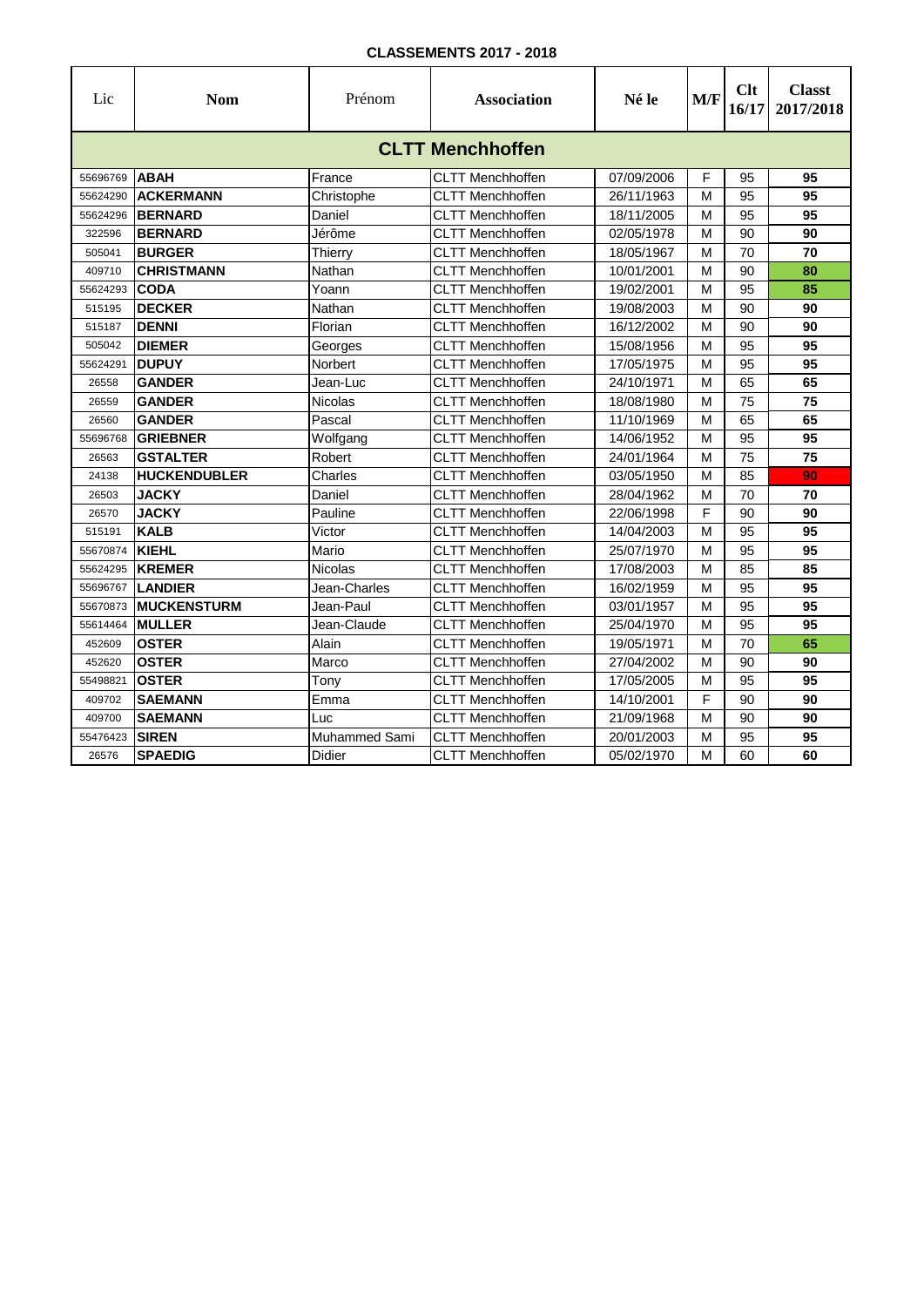**CLASSEMENTS 2017 - 2018**

| Lic | Nom | Prénom | Association | Né le | M/F | Clt 16/17 | Classt 2017/2018 |
|---|---|---|---|---|---|---|---|
| **CLTT Menchhoffen** | | | | | | | |
| 55696769 | **ABAH** | France | CLTT Menchhoffen | 07/09/2006 | F | 95 | **95** |
| 55624290 | **ACKERMANN** | Christophe | CLTT Menchhoffen | 26/11/1963 | M | 95 | **95** |
| 55624296 | **BERNARD** | Daniel | CLTT Menchhoffen | 18/11/2005 | M | 95 | **95** |
| 322596 | **BERNARD** | Jérôme | CLTT Menchhoffen | 02/05/1978 | M | 90 | **90** |
| 505041 | **BURGER** | Thierry | CLTT Menchhoffen | 18/05/1967 | M | 70 | **70** |
| 409710 | **CHRISTMANN** | Nathan | CLTT Menchhoffen | 10/01/2001 | M | 90 | **80** |
| 55624293 | **CODA** | Yoann | CLTT Menchhoffen | 19/02/2001 | M | 95 | **85** |
| 515195 | **DECKER** | Nathan | CLTT Menchhoffen | 19/08/2003 | M | 90 | **90** |
| 515187 | **DENNI** | Florian | CLTT Menchhoffen | 16/12/2002 | M | 90 | **90** |
| 505042 | **DIEMER** | Georges | CLTT Menchhoffen | 15/08/1956 | M | 95 | **95** |
| 55624291 | **DUPUY** | Norbert | CLTT Menchhoffen | 17/05/1975 | M | 95 | **95** |
| 26558 | **GANDER** | Jean-Luc | CLTT Menchhoffen | 24/10/1971 | M | 65 | **65** |
| 26559 | **GANDER** | Nicolas | CLTT Menchhoffen | 18/08/1980 | M | 75 | **75** |
| 26560 | **GANDER** | Pascal | CLTT Menchhoffen | 11/10/1969 | M | 65 | **65** |
| 55696768 | **GRIEBNER** | Wolfgang | CLTT Menchhoffen | 14/06/1952 | M | 95 | **95** |
| 26563 | **GSTALTER** | Robert | CLTT Menchhoffen | 24/01/1964 | M | 75 | **75** |
| 24138 | **HUCKENDUBLER** | Charles | CLTT Menchhoffen | 03/05/1950 | M | 85 | **90** |
| 26503 | **JACKY** | Daniel | CLTT Menchhoffen | 28/04/1962 | M | 70 | **70** |
| 26570 | **JACKY** | Pauline | CLTT Menchhoffen | 22/06/1998 | F | 90 | **90** |
| 515191 | **KALB** | Victor | CLTT Menchhoffen | 14/04/2003 | M | 95 | **95** |
| 55670874 | **KIEHL** | Mario | CLTT Menchhoffen | 25/07/1970 | M | 95 | **95** |
| 55624295 | **KREMER** | Nicolas | CLTT Menchhoffen | 17/08/2003 | M | 85 | **85** |
| 55696767 | **LANDIER** | Jean-Charles | CLTT Menchhoffen | 16/02/1959 | M | 95 | **95** |
| 55670873 | **MUCKENSTURM** | Jean-Paul | CLTT Menchhoffen | 03/01/1957 | M | 95 | **95** |
| 55614464 | **MULLER** | Jean-Claude | CLTT Menchhoffen | 25/04/1970 | M | 95 | **95** |
| 452609 | **OSTER** | Alain | CLTT Menchhoffen | 19/05/1971 | M | 70 | **65** |
| 452620 | **OSTER** | Marco | CLTT Menchhoffen | 27/04/2002 | M | 90 | **90** |
| 55498821 | **OSTER** | Tony | CLTT Menchhoffen | 17/05/2005 | M | 95 | **95** |
| 409702 | **SAEMANN** | Emma | CLTT Menchhoffen | 14/10/2001 | F | 90 | **90** |
| 409700 | **SAEMANN** | Luc | CLTT Menchhoffen | 21/09/1968 | M | 90 | **90** |
| 55476423 | **SIREN** | Muhammed Sami | CLTT Menchhoffen | 20/01/2003 | M | 95 | **95** |
| 26576 | **SPAEDIG** | Didier | CLTT Menchhoffen | 05/02/1970 | M | 60 | **60** |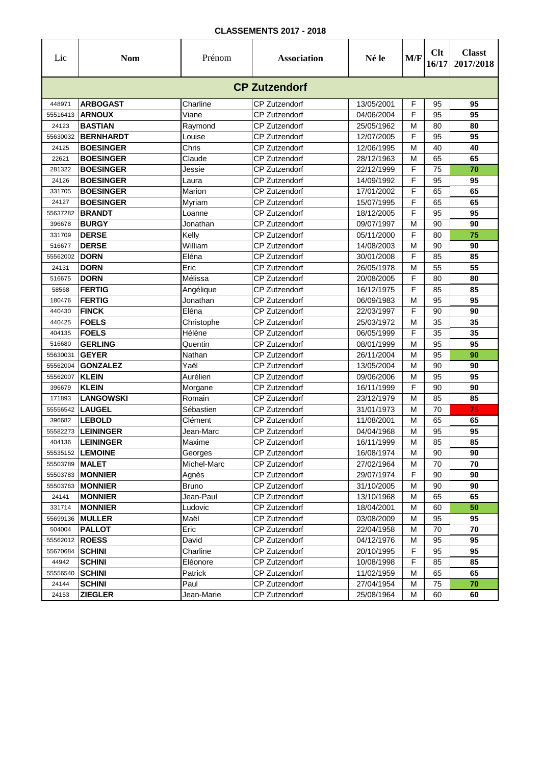**CLASSEMENTS 2017 - 2018**

| Lic | Nom | Prénom | Association | Né le | M/F | Clt 16/17 | Classt 2017/2018 |
|---|---|---|---|---|---|---|---|
| **CP Zutzendorf** | | | | | | | |
| 448971 | **ARBOGAST** | Charline | CP Zutzendorf | 13/05/2001 | F | 95 | **95** |
| 55516413 | **ARNOUX** | Viane | CP Zutzendorf | 04/06/2004 | F | 95 | **95** |
| 24123 | **BASTIAN** | Raymond | CP Zutzendorf | 25/05/1962 | M | 80 | **80** |
| 55630032 | **BERNHARDT** | Louise | CP Zutzendorf | 12/07/2005 | F | 95 | **95** |
| 24125 | **BOESINGER** | Chris | CP Zutzendorf | 12/06/1995 | M | 40 | **40** |
| 22621 | **BOESINGER** | Claude | CP Zutzendorf | 28/12/1963 | M | 65 | **65** |
| 281322 | **BOESINGER** | Jessie | CP Zutzendorf | 22/12/1999 | F | 75 | **70** |
| 24126 | **BOESINGER** | Laura | CP Zutzendorf | 14/09/1992 | F | 95 | **95** |
| 331705 | **BOESINGER** | Marion | CP Zutzendorf | 17/01/2002 | F | 65 | **65** |
| 24127 | **BOESINGER** | Myriam | CP Zutzendorf | 15/07/1995 | F | 65 | **65** |
| 55637282 | **BRANDT** | Loanne | CP Zutzendorf | 18/12/2005 | F | 95 | **95** |
| 396678 | **BURGY** | Jonathan | CP Zutzendorf | 09/07/1997 | M | 90 | **90** |
| 331709 | **DERSE** | Kelly | CP Zutzendorf | 05/11/2000 | F | 80 | **75** |
| 516677 | **DERSE** | William | CP Zutzendorf | 14/08/2003 | M | 90 | **90** |
| 55562002 | **DORN** | Eléna | CP Zutzendorf | 30/01/2008 | F | 85 | **85** |
| 24131 | **DORN** | Eric | CP Zutzendorf | 26/05/1978 | M | 55 | **55** |
| 516675 | **DORN** | Mélissa | CP Zutzendorf | 20/08/2005 | F | 80 | **80** |
| 58568 | **FERTIG** | Angélique | CP Zutzendorf | 16/12/1975 | F | 85 | **85** |
| 180476 | **FERTIG** | Jonathan | CP Zutzendorf | 06/09/1983 | M | 95 | **95** |
| 440430 | **FINCK** | Eléna | CP Zutzendorf | 22/03/1997 | F | 90 | **90** |
| 440425 | **FOELS** | Christophe | CP Zutzendorf | 25/03/1972 | M | 35 | **35** |
| 404135 | **FOELS** | Hélène | CP Zutzendorf | 06/05/1999 | F | 35 | **35** |
| 516680 | **GERLING** | Quentin | CP Zutzendorf | 08/01/1999 | M | 95 | **95** |
| 55630031 | **GEYER** | Nathan | CP Zutzendorf | 26/11/2004 | M | 95 | **90** |
| 55562004 | **GONZALEZ** | Yaël | CP Zutzendorf | 13/05/2004 | M | 90 | **90** |
| 55562007 | **KLEIN** | Aurélien | CP Zutzendorf | 09/06/2006 | M | 95 | **95** |
| 396679 | **KLEIN** | Morgane | CP Zutzendorf | 16/11/1999 | F | 90 | **90** |
| 171893 | **LANGOWSKI** | Romain | CP Zutzendorf | 23/12/1979 | M | 85 | **85** |
| 55556542 | **LAUGEL** | Sébastien | CP Zutzendorf | 31/01/1973 | M | 70 | **75** |
| 396682 | **LEBOLD** | Clément | CP Zutzendorf | 11/08/2001 | M | 65 | **65** |
| 55582273 | **LEININGER** | Jean-Marc | CP Zutzendorf | 04/04/1968 | M | 95 | **95** |
| 404136 | **LEININGER** | Maxime | CP Zutzendorf | 16/11/1999 | M | 85 | **85** |
| 55535152 | **LEMOINE** | Georges | CP Zutzendorf | 16/08/1974 | M | 90 | **90** |
| 55503789 | **MALET** | Michel-Marc | CP Zutzendorf | 27/02/1964 | M | 70 | **70** |
| 55503783 | **MONNIER** | Agnès | CP Zutzendorf | 29/07/1974 | F | 90 | **90** |
| 55503763 | **MONNIER** | Bruno | CP Zutzendorf | 31/10/2005 | M | 90 | **90** |
| 24141 | **MONNIER** | Jean-Paul | CP Zutzendorf | 13/10/1968 | M | 65 | **65** |
| 331714 | **MONNIER** | Ludovic | CP Zutzendorf | 18/04/2001 | M | 60 | **50** |
| 55699136 | **MULLER** | Maël | CP Zutzendorf | 03/08/2009 | M | 95 | **95** |
| 504004 | **PALLOT** | Eric | CP Zutzendorf | 22/04/1958 | M | 70 | **70** |
| 55562012 | **ROESS** | David | CP Zutzendorf | 04/12/1976 | M | 95 | **95** |
| 55670684 | **SCHINI** | Charline | CP Zutzendorf | 20/10/1995 | F | 95 | **95** |
| 44942 | **SCHINI** | Eléonore | CP Zutzendorf | 10/08/1998 | F | 85 | **85** |
| 55556540 | **SCHINI** | Patrick | CP Zutzendorf | 11/02/1959 | M | 65 | **65** |
| 24144 | **SCHINI** | Paul | CP Zutzendorf | 27/04/1954 | M | 75 | **70** |
| 24153 | **ZIEGLER** | Jean-Marie | CP Zutzendorf | 25/08/1964 | M | 60 | **60** |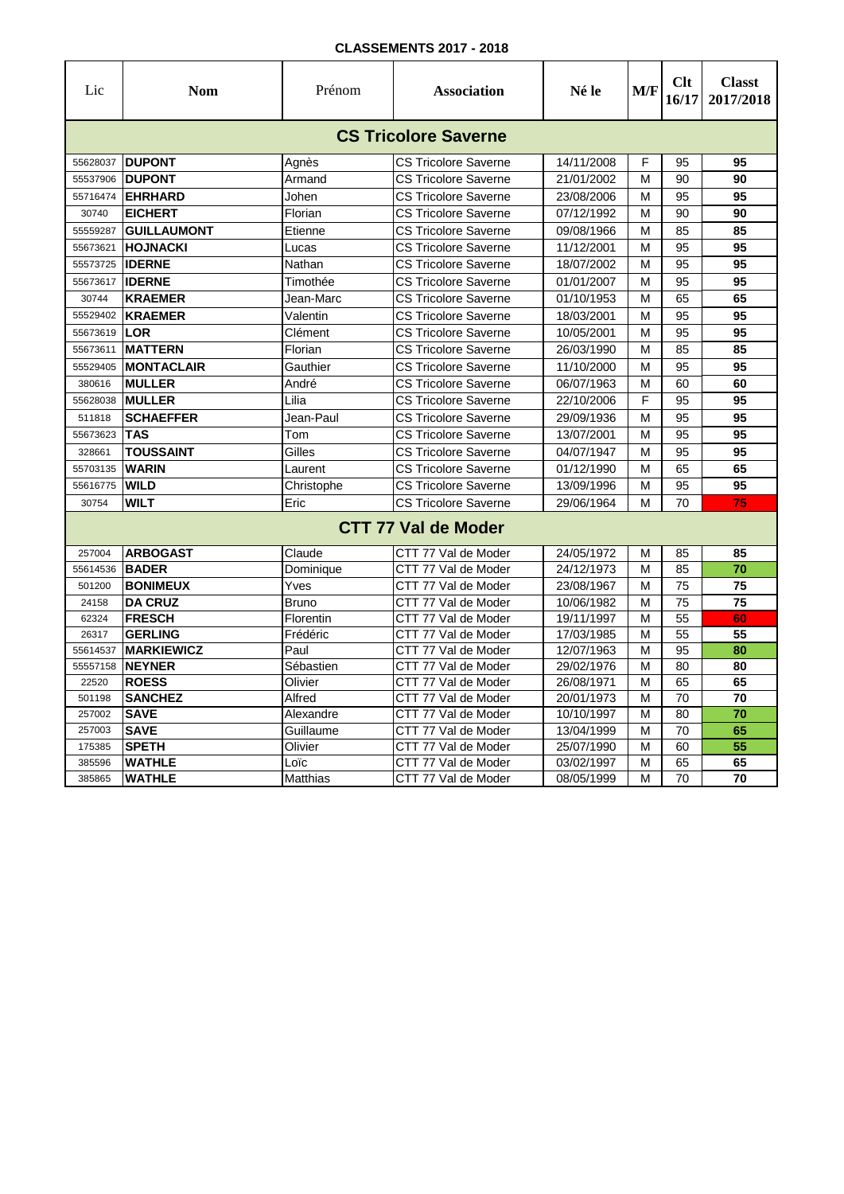**CLASSEMENTS 2017 - 2018**

| Lic | Nom | Prénom | Association | Né le | M/F | Clt 16/17 | Classt 2017/2018 |
|---|---|---|---|---|---|---|---|
| **CS Tricolore Saverne** | | | | | | | |
| 55628037 | **DUPONT** | Agnès | CS Tricolore Saverne | 14/11/2008 | F | 95 | **95** |
| 55537906 | **DUPONT** | Armand | CS Tricolore Saverne | 21/01/2002 | M | 90 | **90** |
| 55716474 | **EHRHARD** | Johen | CS Tricolore Saverne | 23/08/2006 | M | 95 | **95** |
| 30740 | **EICHERT** | Florian | CS Tricolore Saverne | 07/12/1992 | M | 90 | **90** |
| 55559287 | **GUILLAUMONT** | Etienne | CS Tricolore Saverne | 09/08/1966 | M | 85 | **85** |
| 55673621 | **HOJNACKI** | Lucas | CS Tricolore Saverne | 11/12/2001 | M | 95 | **95** |
| 55573725 | **IDERNE** | Nathan | CS Tricolore Saverne | 18/07/2002 | M | 95 | **95** |
| 55673617 | **IDERNE** | Timothée | CS Tricolore Saverne | 01/01/2007 | M | 95 | **95** |
| 30744 | **KRAEMER** | Jean-Marc | CS Tricolore Saverne | 01/10/1953 | M | 65 | **65** |
| 55529402 | **KRAEMER** | Valentin | CS Tricolore Saverne | 18/03/2001 | M | 95 | **95** |
| 55673619 | **LOR** | Clément | CS Tricolore Saverne | 10/05/2001 | M | 95 | **95** |
| 55673611 | **MATTERN** | Florian | CS Tricolore Saverne | 26/03/1990 | M | 85 | **85** |
| 55529405 | **MONTACLAIR** | Gauthier | CS Tricolore Saverne | 11/10/2000 | M | 95 | **95** |
| 380616 | **MULLER** | André | CS Tricolore Saverne | 06/07/1963 | M | 60 | **60** |
| 55628038 | **MULLER** | Lilia | CS Tricolore Saverne | 22/10/2006 | F | 95 | **95** |
| 511818 | **SCHAEFFER** | Jean-Paul | CS Tricolore Saverne | 29/09/1936 | M | 95 | **95** |
| 55673623 | **TAS** | Tom | CS Tricolore Saverne | 13/07/2001 | M | 95 | **95** |
| 328661 | **TOUSSAINT** | Gilles | CS Tricolore Saverne | 04/07/1947 | M | 95 | **95** |
| 55703135 | **WARIN** | Laurent | CS Tricolore Saverne | 01/12/1990 | M | 65 | **65** |
| 55616775 | **WILD** | Christophe | CS Tricolore Saverne | 13/09/1996 | M | 95 | **95** |
| 30754 | **WILT** | Eric | CS Tricolore Saverne | 29/06/1964 | M | 70 | **75** |
| **CTT 77 Val de Moder** | | | | | | | |
| 257004 | **ARBOGAST** | Claude | CTT 77 Val de Moder | 24/05/1972 | M | 85 | **85** |
| 55614536 | **BADER** | Dominique | CTT 77 Val de Moder | 24/12/1973 | M | 85 | **70** |
| 501200 | **BONIMEUX** | Yves | CTT 77 Val de Moder | 23/08/1967 | M | 75 | **75** |
| 24158 | **DA CRUZ** | Bruno | CTT 77 Val de Moder | 10/06/1982 | M | 75 | **75** |
| 62324 | **FRESCH** | Florentin | CTT 77 Val de Moder | 19/11/1997 | M | 55 | **60** |
| 26317 | **GERLING** | Frédéric | CTT 77 Val de Moder | 17/03/1985 | M | 55 | **55** |
| 55614537 | **MARKIEWICZ** | Paul | CTT 77 Val de Moder | 12/07/1963 | M | 95 | **80** |
| 55557158 | **NEYNER** | Sébastien | CTT 77 Val de Moder | 29/02/1976 | M | 80 | **80** |
| 22520 | **ROESS** | Olivier | CTT 77 Val de Moder | 26/08/1971 | M | 65 | **65** |
| 501198 | **SANCHEZ** | Alfred | CTT 77 Val de Moder | 20/01/1973 | M | 70 | **70** |
| 257002 | **SAVE** | Alexandre | CTT 77 Val de Moder | 10/10/1997 | M | 80 | **70** |
| 257003 | **SAVE** | Guillaume | CTT 77 Val de Moder | 13/04/1999 | M | 70 | **65** |
| 175385 | **SPETH** | Olivier | CTT 77 Val de Moder | 25/07/1990 | M | 60 | **55** |
| 385596 | **WATHLE** | Loïc | CTT 77 Val de Moder | 03/02/1997 | M | 65 | **65** |
| 385865 | **WATHLE** | Matthias | CTT 77 Val de Moder | 08/05/1999 | M | 70 | **70** |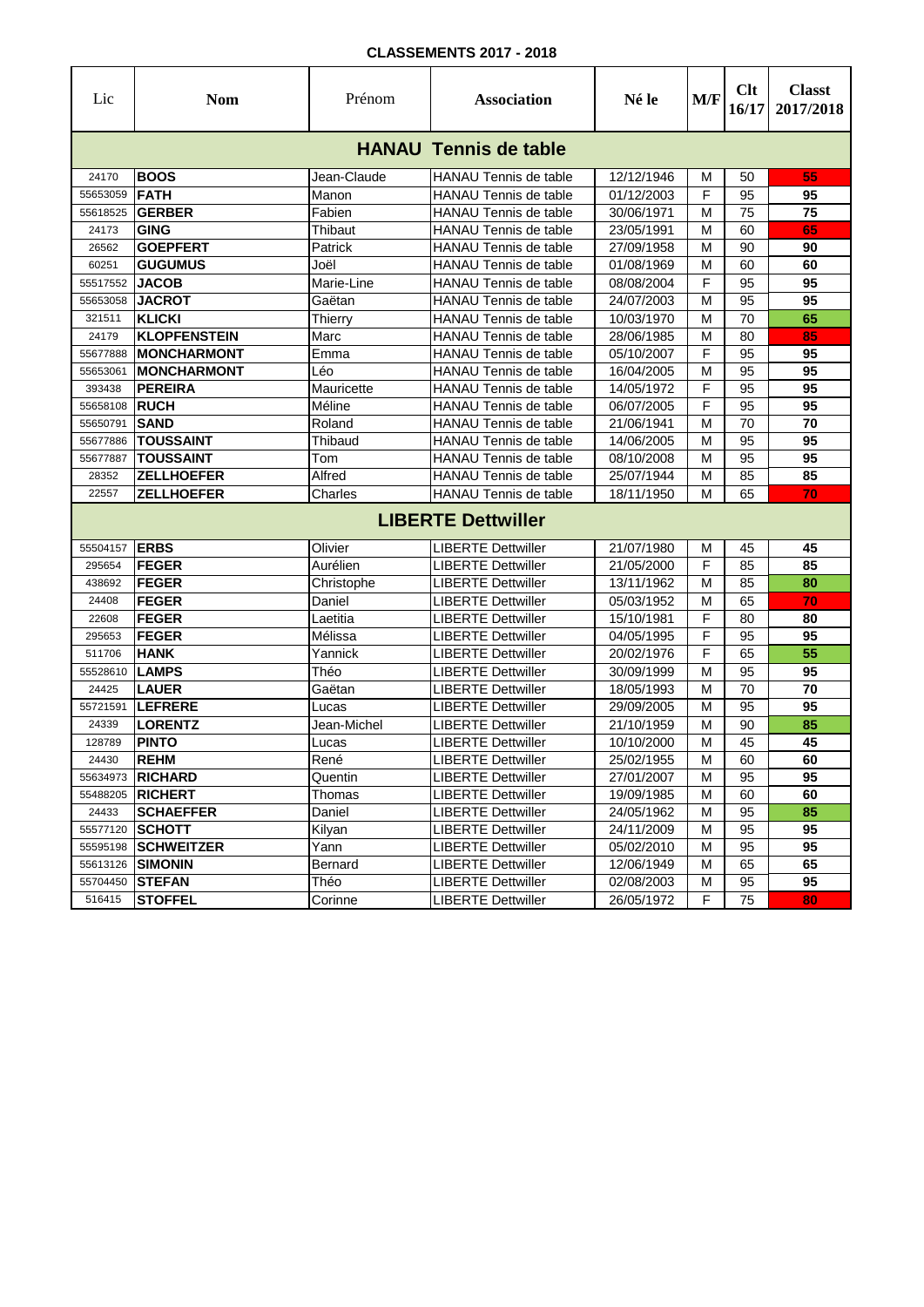**CLASSEMENTS 2017 - 2018**

| Lic | Nom | Prénom | Association | Né le | M/F | Clt 16/17 | Classt 2017/2018 |
|---|---|---|---|---|---|---|---|
| **HANAU Tennis de table** | | | | | | | |
| 24170 | **BOOS** | Jean-Claude | HANAU Tennis de table | 12/12/1946 | M | 50 | **55** |
| 55653059 | **FATH** | Manon | HANAU Tennis de table | 01/12/2003 | F | 95 | **95** |
| 55618525 | **GERBER** | Fabien | HANAU Tennis de table | 30/06/1971 | M | 75 | **75** |
| 24173 | **GING** | Thibaut | HANAU Tennis de table | 23/05/1991 | M | 60 | **65** |
| 26562 | **GOEPFERT** | Patrick | HANAU Tennis de table | 27/09/1958 | M | 90 | **90** |
| 60251 | **GUGUMUS** | Joël | HANAU Tennis de table | 01/08/1969 | M | 60 | **60** |
| 55517552 | **JACOB** | Marie-Line | HANAU Tennis de table | 08/08/2004 | F | 95 | **95** |
| 55653058 | **JACROT** | Gaëtan | HANAU Tennis de table | 24/07/2003 | M | 95 | **95** |
| 321511 | **KLICKI** | Thierry | HANAU Tennis de table | 10/03/1970 | M | 70 | **65** |
| 24179 | **KLOPFENSTEIN** | Marc | HANAU Tennis de table | 28/06/1985 | M | 80 | **85** |
| 55677888 | **MONCHARMONT** | Emma | HANAU Tennis de table | 05/10/2007 | F | 95 | **95** |
| 55653061 | **MONCHARMONT** | Léo | HANAU Tennis de table | 16/04/2005 | M | 95 | **95** |
| 393438 | **PEREIRA** | Mauricette | HANAU Tennis de table | 14/05/1972 | F | 95 | **95** |
| 55658108 | **RUCH** | Méline | HANAU Tennis de table | 06/07/2005 | F | 95 | **95** |
| 55650791 | **SAND** | Roland | HANAU Tennis de table | 21/06/1941 | M | 70 | **70** |
| 55677886 | **TOUSSAINT** | Thibaud | HANAU Tennis de table | 14/06/2005 | M | 95 | **95** |
| 55677887 | **TOUSSAINT** | Tom | HANAU Tennis de table | 08/10/2008 | M | 95 | **95** |
| 28352 | **ZELLHOEFER** | Alfred | HANAU Tennis de table | 25/07/1944 | M | 85 | **85** |
| 22557 | **ZELLHOEFER** | Charles | HANAU Tennis de table | 18/11/1950 | M | 65 | **70** |
| **LIBERTE Dettwiller** | | | | | | | |
| 55504157 | **ERBS** | Olivier | LIBERTE Dettwiller | 21/07/1980 | M | 45 | **45** |
| 295654 | **FEGER** | Aurélien | LIBERTE Dettwiller | 21/05/2000 | F | 85 | **85** |
| 438692 | **FEGER** | Christophe | LIBERTE Dettwiller | 13/11/1962 | M | 85 | **80** |
| 24408 | **FEGER** | Daniel | LIBERTE Dettwiller | 05/03/1952 | M | 65 | **70** |
| 22608 | **FEGER** | Laetitia | LIBERTE Dettwiller | 15/10/1981 | F | 80 | **80** |
| 295653 | **FEGER** | Mélissa | LIBERTE Dettwiller | 04/05/1995 | F | 95 | **95** |
| 511706 | **HANK** | Yannick | LIBERTE Dettwiller | 20/02/1976 | F | 65 | **55** |
| 55528610 | **LAMPS** | Théo | LIBERTE Dettwiller | 30/09/1999 | M | 95 | **95** |
| 24425 | **LAUER** | Gaëtan | LIBERTE Dettwiller | 18/05/1993 | M | 70 | **70** |
| 55721591 | **LEFRERE** | Lucas | LIBERTE Dettwiller | 29/09/2005 | M | 95 | **95** |
| 24339 | **LORENTZ** | Jean-Michel | LIBERTE Dettwiller | 21/10/1959 | M | 90 | **85** |
| 128789 | **PINTO** | Lucas | LIBERTE Dettwiller | 10/10/2000 | M | 45 | **45** |
| 24430 | **REHM** | René | LIBERTE Dettwiller | 25/02/1955 | M | 60 | **60** |
| 55634973 | **RICHARD** | Quentin | LIBERTE Dettwiller | 27/01/2007 | M | 95 | **95** |
| 55488205 | **RICHERT** | Thomas | LIBERTE Dettwiller | 19/09/1985 | M | 60 | **60** |
| 24433 | **SCHAEFFER** | Daniel | LIBERTE Dettwiller | 24/05/1962 | M | 95 | **85** |
| 55577120 | **SCHOTT** | Kilyan | LIBERTE Dettwiller | 24/11/2009 | M | 95 | **95** |
| 55595198 | **SCHWEITZER** | Yann | LIBERTE Dettwiller | 05/02/2010 | M | 95 | **95** |
| 55613126 | **SIMONIN** | Bernard | LIBERTE Dettwiller | 12/06/1949 | M | 65 | **65** |
| 55704450 | **STEFAN** | Théo | LIBERTE Dettwiller | 02/08/2003 | M | 95 | **95** |
| 516415 | **STOFFEL** | Corinne | LIBERTE Dettwiller | 26/05/1972 | F | 75 | **80** |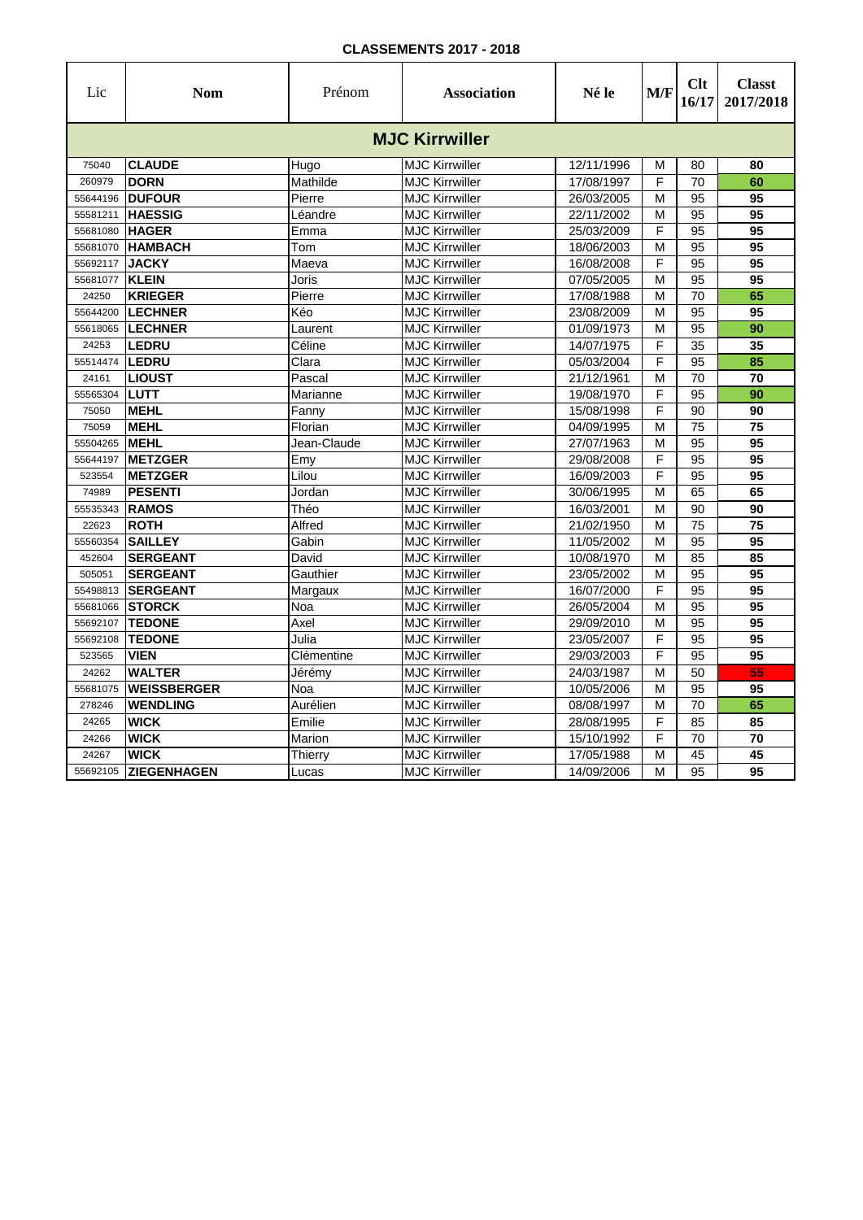**CLASSEMENTS 2017 - 2018**

| Lic | Nom | Prénom | Association | Né le | M/F | Clt 16/17 | Classt 2017/2018 |
|---|---|---|---|---|---|---|---|
| **MJC Kirrwiller** | | | | | | | |
| 75040 | **CLAUDE** | Hugo | MJC Kirrwiller | 12/11/1996 | M | 80 | **80** |
| 260979 | **DORN** | Mathilde | MJC Kirrwiller | 17/08/1997 | F | 70 | **60** |
| 55644196 | **DUFOUR** | Pierre | MJC Kirrwiller | 26/03/2005 | M | 95 | **95** |
| 55581211 | **HAESSIG** | Léandre | MJC Kirrwiller | 22/11/2002 | M | 95 | **95** |
| 55681080 | **HAGER** | Emma | MJC Kirrwiller | 25/03/2009 | F | 95 | **95** |
| 55681070 | **HAMBACH** | Tom | MJC Kirrwiller | 18/06/2003 | M | 95 | **95** |
| 55692117 | **JACKY** | Maeva | MJC Kirrwiller | 16/08/2008 | F | 95 | **95** |
| 55681077 | **KLEIN** | Joris | MJC Kirrwiller | 07/05/2005 | M | 95 | **95** |
| 24250 | **KRIEGER** | Pierre | MJC Kirrwiller | 17/08/1988 | M | 70 | **65** |
| 55644200 | **LECHNER** | Kéo | MJC Kirrwiller | 23/08/2009 | M | 95 | **95** |
| 55618065 | **LECHNER** | Laurent | MJC Kirrwiller | 01/09/1973 | M | 95 | **90** |
| 24253 | **LEDRU** | Céline | MJC Kirrwiller | 14/07/1975 | F | 35 | **35** |
| 55514474 | **LEDRU** | Clara | MJC Kirrwiller | 05/03/2004 | F | 95 | **85** |
| 24161 | **LIOUST** | Pascal | MJC Kirrwiller | 21/12/1961 | M | 70 | **70** |
| 55565304 | **LUTT** | Marianne | MJC Kirrwiller | 19/08/1970 | F | 95 | **90** |
| 75050 | **MEHL** | Fanny | MJC Kirrwiller | 15/08/1998 | F | 90 | **90** |
| 75059 | **MEHL** | Florian | MJC Kirrwiller | 04/09/1995 | M | 75 | **75** |
| 55504265 | **MEHL** | Jean-Claude | MJC Kirrwiller | 27/07/1963 | M | 95 | **95** |
| 55644197 | **METZGER** | Emy | MJC Kirrwiller | 29/08/2008 | F | 95 | **95** |
| 523554 | **METZGER** | Lilou | MJC Kirrwiller | 16/09/2003 | F | 95 | **95** |
| 74989 | **PESENTI** | Jordan | MJC Kirrwiller | 30/06/1995 | M | 65 | **65** |
| 55535343 | **RAMOS** | Théo | MJC Kirrwiller | 16/03/2001 | M | 90 | **90** |
| 22623 | **ROTH** | Alfred | MJC Kirrwiller | 21/02/1950 | M | 75 | **75** |
| 55560354 | **SAILLEY** | Gabin | MJC Kirrwiller | 11/05/2002 | M | 95 | **95** |
| 452604 | **SERGEANT** | David | MJC Kirrwiller | 10/08/1970 | M | 85 | **85** |
| 505051 | **SERGEANT** | Gauthier | MJC Kirrwiller | 23/05/2002 | M | 95 | **95** |
| 55498813 | **SERGEANT** | Margaux | MJC Kirrwiller | 16/07/2000 | F | 95 | **95** |
| 55681066 | **STORCK** | Noa | MJC Kirrwiller | 26/05/2004 | M | 95 | **95** |
| 55692107 | **TEDONE** | Axel | MJC Kirrwiller | 29/09/2010 | M | 95 | **95** |
| 55692108 | **TEDONE** | Julia | MJC Kirrwiller | 23/05/2007 | F | 95 | **95** |
| 523565 | **VIEN** | Clémentine | MJC Kirrwiller | 29/03/2003 | F | 95 | **95** |
| 24262 | **WALTER** | Jérémy | MJC Kirrwiller | 24/03/1987 | M | 50 | **55** |
| 55681075 | **WEISSBERGER** | Noa | MJC Kirrwiller | 10/05/2006 | M | 95 | **95** |
| 278246 | **WENDLING** | Aurélien | MJC Kirrwiller | 08/08/1997 | M | 70 | **65** |
| 24265 | **WICK** | Emilie | MJC Kirrwiller | 28/08/1995 | F | 85 | **85** |
| 24266 | **WICK** | Marion | MJC Kirrwiller | 15/10/1992 | F | 70 | **70** |
| 24267 | **WICK** | Thierry | MJC Kirrwiller | 17/05/1988 | M | 45 | **45** |
| 55692105 | **ZIEGENHAGEN** | Lucas | MJC Kirrwiller | 14/09/2006 | M | 95 | **95** |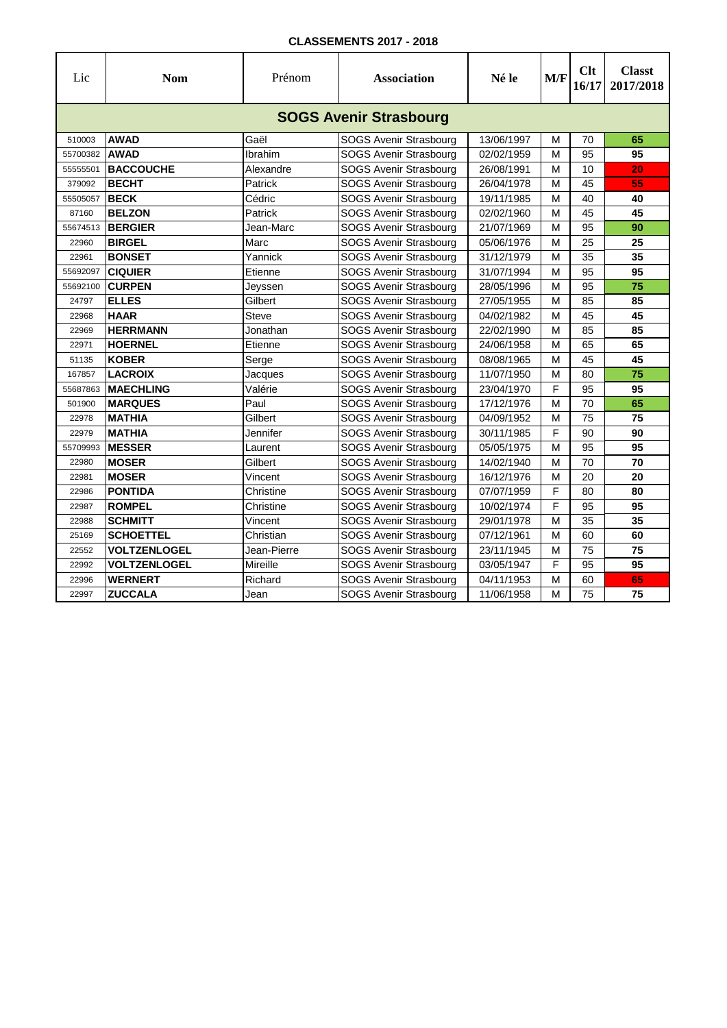**CLASSEMENTS 2017 - 2018**

| Lic | Nom | Prénom | Association | Né le | M/F | Clt 16/17 | Classt 2017/2018 |
|---|---|---|---|---|---|---|---|
| **SOGS Avenir Strasbourg** | | | | | | | |
| 510003 | **AWAD** | Gaël | SOGS Avenir Strasbourg | 13/06/1997 | M | 70 | **65** |
| 55700382 | **AWAD** | Ibrahim | SOGS Avenir Strasbourg | 02/02/1959 | M | 95 | **95** |
| 55555501 | **BACCOUCHE** | Alexandre | SOGS Avenir Strasbourg | 26/08/1991 | M | 10 | **20** |
| 379092 | **BECHT** | Patrick | SOGS Avenir Strasbourg | 26/04/1978 | M | 45 | **55** |
| 55505057 | **BECK** | Cédric | SOGS Avenir Strasbourg | 19/11/1985 | M | 40 | **40** |
| 87160 | **BELZON** | Patrick | SOGS Avenir Strasbourg | 02/02/1960 | M | 45 | **45** |
| 55674513 | **BERGIER** | Jean-Marc | SOGS Avenir Strasbourg | 21/07/1969 | M | 95 | **90** |
| 22960 | **BIRGEL** | Marc | SOGS Avenir Strasbourg | 05/06/1976 | M | 25 | **25** |
| 22961 | **BONSET** | Yannick | SOGS Avenir Strasbourg | 31/12/1979 | M | 35 | **35** |
| 55692097 | **CIQUIER** | Etienne | SOGS Avenir Strasbourg | 31/07/1994 | M | 95 | **95** |
| 55692100 | **CURPEN** | Jeyssen | SOGS Avenir Strasbourg | 28/05/1996 | M | 95 | **75** |
| 24797 | **ELLES** | Gilbert | SOGS Avenir Strasbourg | 27/05/1955 | M | 85 | **85** |
| 22968 | **HAAR** | Steve | SOGS Avenir Strasbourg | 04/02/1982 | M | 45 | **45** |
| 22969 | **HERRMANN** | Jonathan | SOGS Avenir Strasbourg | 22/02/1990 | M | 85 | **85** |
| 22971 | **HOERNEL** | Etienne | SOGS Avenir Strasbourg | 24/06/1958 | M | 65 | **65** |
| 51135 | **KOBER** | Serge | SOGS Avenir Strasbourg | 08/08/1965 | M | 45 | **45** |
| 167857 | **LACROIX** | Jacques | SOGS Avenir Strasbourg | 11/07/1950 | M | 80 | **75** |
| 55687863 | **MAECHLING** | Valérie | SOGS Avenir Strasbourg | 23/04/1970 | F | 95 | **95** |
| 501900 | **MARQUES** | Paul | SOGS Avenir Strasbourg | 17/12/1976 | M | 70 | **65** |
| 22978 | **MATHIA** | Gilbert | SOGS Avenir Strasbourg | 04/09/1952 | M | 75 | **75** |
| 22979 | **MATHIA** | Jennifer | SOGS Avenir Strasbourg | 30/11/1985 | F | 90 | **90** |
| 55709993 | **MESSER** | Laurent | SOGS Avenir Strasbourg | 05/05/1975 | M | 95 | **95** |
| 22980 | **MOSER** | Gilbert | SOGS Avenir Strasbourg | 14/02/1940 | M | 70 | **70** |
| 22981 | **MOSER** | Vincent | SOGS Avenir Strasbourg | 16/12/1976 | M | 20 | **20** |
| 22986 | **PONTIDA** | Christine | SOGS Avenir Strasbourg | 07/07/1959 | F | 80 | **80** |
| 22987 | **ROMPEL** | Christine | SOGS Avenir Strasbourg | 10/02/1974 | F | 95 | **95** |
| 22988 | **SCHMITT** | Vincent | SOGS Avenir Strasbourg | 29/01/1978 | M | 35 | **35** |
| 25169 | **SCHOETTEL** | Christian | SOGS Avenir Strasbourg | 07/12/1961 | M | 60 | **60** |
| 22552 | **VOLTZENLOGEL** | Jean-Pierre | SOGS Avenir Strasbourg | 23/11/1945 | M | 75 | **75** |
| 22992 | **VOLTZENLOGEL** | Mireille | SOGS Avenir Strasbourg | 03/05/1947 | F | 95 | **95** |
| 22996 | **WERNERT** | Richard | SOGS Avenir Strasbourg | 04/11/1953 | M | 60 | **65** |
| 22997 | **ZUCCALA** | Jean | SOGS Avenir Strasbourg | 11/06/1958 | M | 75 | **75** |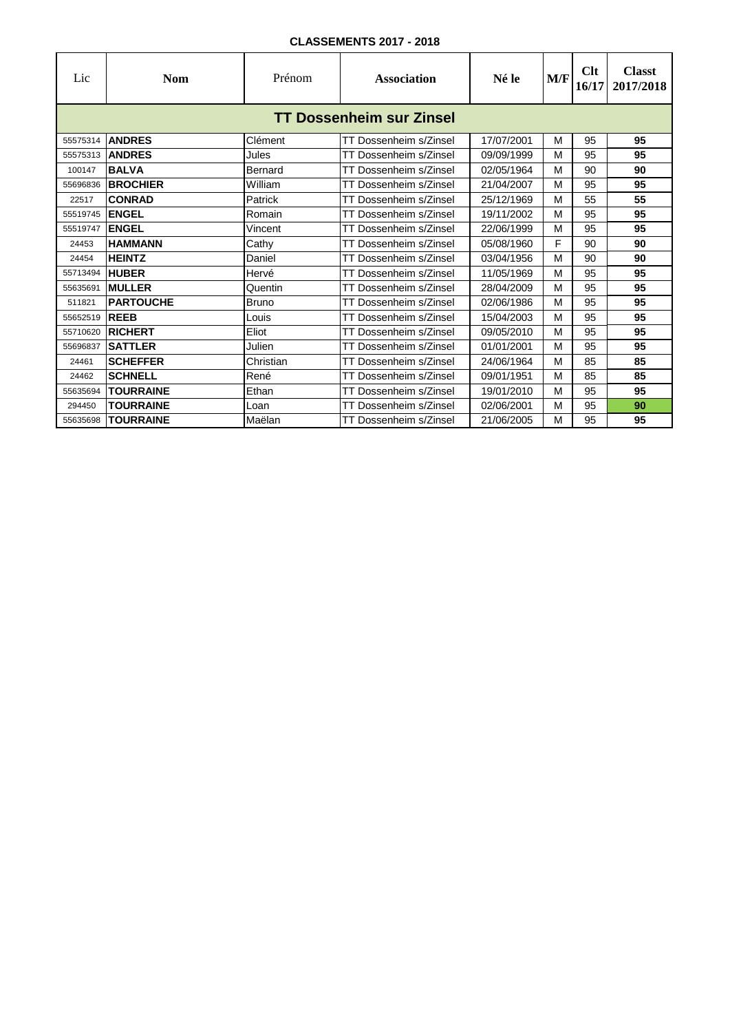**CLASSEMENTS 2017 - 2018**

| Lic | Nom | Prénom | Association | Né le | M/F | Clt 16/17 | Classt 2017/2018 |
|---|---|---|---|---|---|---|---|
| **TT Dossenheim sur Zinsel** | | | | | | | |
| 55575314 | **ANDRES** | Clément | TT Dossenheim s/Zinsel | 17/07/2001 | M | 95 | **95** |
| 55575313 | **ANDRES** | Jules | TT Dossenheim s/Zinsel | 09/09/1999 | M | 95 | **95** |
| 100147 | **BALVA** | Bernard | TT Dossenheim s/Zinsel | 02/05/1964 | M | 90 | **90** |
| 55696836 | **BROCHIER** | William | TT Dossenheim s/Zinsel | 21/04/2007 | M | 95 | **95** |
| 22517 | **CONRAD** | Patrick | TT Dossenheim s/Zinsel | 25/12/1969 | M | 55 | **55** |
| 55519745 | **ENGEL** | Romain | TT Dossenheim s/Zinsel | 19/11/2002 | M | 95 | **95** |
| 55519747 | **ENGEL** | Vincent | TT Dossenheim s/Zinsel | 22/06/1999 | M | 95 | **95** |
| 24453 | **HAMMANN** | Cathy | TT Dossenheim s/Zinsel | 05/08/1960 | F | 90 | **90** |
| 24454 | **HEINTZ** | Daniel | TT Dossenheim s/Zinsel | 03/04/1956 | M | 90 | **90** |
| 55713494 | **HUBER** | Hervé | TT Dossenheim s/Zinsel | 11/05/1969 | M | 95 | **95** |
| 55635691 | **MULLER** | Quentin | TT Dossenheim s/Zinsel | 28/04/2009 | M | 95 | **95** |
| 511821 | **PARTOUCHE** | Bruno | TT Dossenheim s/Zinsel | 02/06/1986 | M | 95 | **95** |
| 55652519 | **REEB** | Louis | TT Dossenheim s/Zinsel | 15/04/2003 | M | 95 | **95** |
| 55710620 | **RICHERT** | Eliot | TT Dossenheim s/Zinsel | 09/05/2010 | M | 95 | **95** |
| 55696837 | **SATTLER** | Julien | TT Dossenheim s/Zinsel | 01/01/2001 | M | 95 | **95** |
| 24461 | **SCHEFFER** | Christian | TT Dossenheim s/Zinsel | 24/06/1964 | M | 85 | **85** |
| 24462 | **SCHNELL** | René | TT Dossenheim s/Zinsel | 09/01/1951 | M | 85 | **85** |
| 55635694 | **TOURRAINE** | Ethan | TT Dossenheim s/Zinsel | 19/01/2010 | M | 95 | **95** |
| 294450 | **TOURRAINE** | Loan | TT Dossenheim s/Zinsel | 02/06/2001 | M | 95 | **90** |
| 55635698 | **TOURRAINE** | Maëlan | TT Dossenheim s/Zinsel | 21/06/2005 | M | 95 | **95** |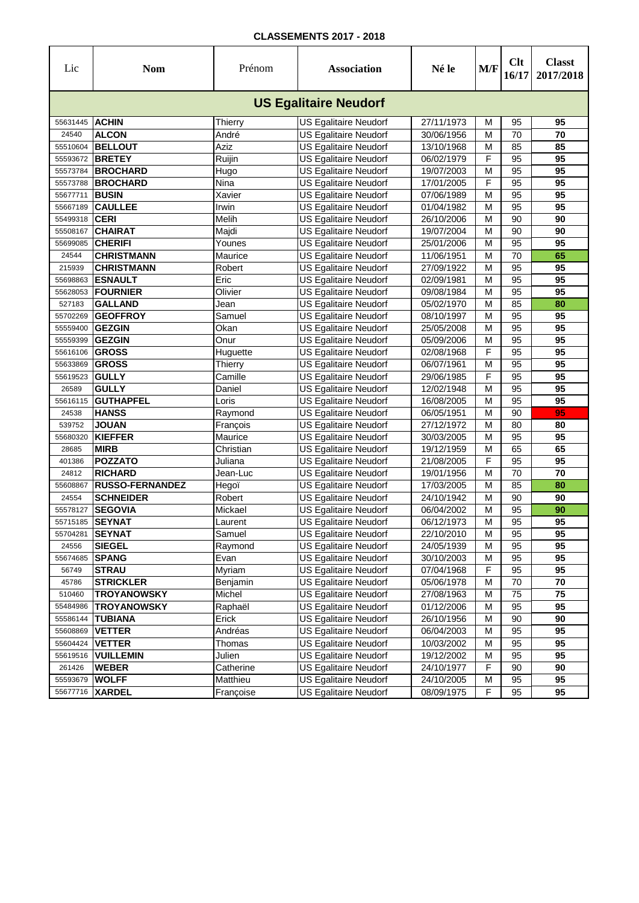## CLASSEMENTS 2017 - 2018

| Lic | Nom | Prénom | Association | Né le | M/F | Clt 16/17 | Classt 2017/2018 |
|---|---|---|---|---|---|---|---|
| **US Egalitaire Neudorf** | | | | | | | |
| 55631445 | **ACHIN** | Thierry | US Egalitaire Neudorf | 27/11/1973 | M | 95 | **95** |
| 24540 | **ALCON** | André | US Egalitaire Neudorf | 30/06/1956 | M | 70 | **70** |
| 55510604 | **BELLOUT** | Aziz | US Egalitaire Neudorf | 13/10/1968 | M | 85 | **85** |
| 55593672 | **BRETEY** | Ruijin | US Egalitaire Neudorf | 06/02/1979 | F | 95 | **95** |
| 55573784 | **BROCHARD** | Hugo | US Egalitaire Neudorf | 19/07/2003 | M | 95 | **95** |
| 55573788 | **BROCHARD** | Nina | US Egalitaire Neudorf | 17/01/2005 | F | 95 | **95** |
| 55677711 | **BUSIN** | Xavier | US Egalitaire Neudorf | 07/06/1989 | M | 95 | **95** |
| 55667189 | **CAULLEE** | Irwin | US Egalitaire Neudorf | 01/04/1982 | M | 95 | **95** |
| 55499318 | **CERI** | Melih | US Egalitaire Neudorf | 26/10/2006 | M | 90 | **90** |
| 55508167 | **CHAIRAT** | Majdi | US Egalitaire Neudorf | 19/07/2004 | M | 90 | **90** |
| 55699085 | **CHERIFI** | Younes | US Egalitaire Neudorf | 25/01/2006 | M | 95 | **95** |
| 24544 | **CHRISTMANN** | Maurice | US Egalitaire Neudorf | 11/06/1951 | M | 70 | **65** |
| 215939 | **CHRISTMANN** | Robert | US Egalitaire Neudorf | 27/09/1922 | M | 95 | **95** |
| 55698863 | **ESNAULT** | Eric | US Egalitaire Neudorf | 02/09/1981 | M | 95 | **95** |
| 55628053 | **FOURNIER** | Olivier | US Egalitaire Neudorf | 09/08/1984 | M | 95 | **95** |
| 527183 | **GALLAND** | Jean | US Egalitaire Neudorf | 05/02/1970 | M | 85 | **80** |
| 55702269 | **GEOFFROY** | Samuel | US Egalitaire Neudorf | 08/10/1997 | M | 95 | **95** |
| 55559400 | **GEZGIN** | Okan | US Egalitaire Neudorf | 25/05/2008 | M | 95 | **95** |
| 55559399 | **GEZGIN** | Onur | US Egalitaire Neudorf | 05/09/2006 | M | 95 | **95** |
| 55616106 | **GROSS** | Huguette | US Egalitaire Neudorf | 02/08/1968 | F | 95 | **95** |
| 55633869 | **GROSS** | Thierry | US Egalitaire Neudorf | 06/07/1961 | M | 95 | **95** |
| 55619523 | **GULLY** | Camille | US Egalitaire Neudorf | 29/06/1985 | F | 95 | **95** |
| 26589 | **GULLY** | Daniel | US Egalitaire Neudorf | 12/02/1948 | M | 95 | **95** |
| 55616115 | **GUTHAPFEL** | Loris | US Egalitaire Neudorf | 16/08/2005 | M | 95 | **95** |
| 24538 | **HANSS** | Raymond | US Egalitaire Neudorf | 06/05/1951 | M | 90 | **95** |
| 539752 | **JOUAN** | François | US Egalitaire Neudorf | 27/12/1972 | M | 80 | **80** |
| 55680320 | **KIEFFER** | Maurice | US Egalitaire Neudorf | 30/03/2005 | M | 95 | **95** |
| 28685 | **MIRB** | Christian | US Egalitaire Neudorf | 19/12/1959 | M | 65 | **65** |
| 401386 | **POZZATO** | Juliana | US Egalitaire Neudorf | 21/08/2005 | F | 95 | **95** |
| 24812 | **RICHARD** | Jean-Luc | US Egalitaire Neudorf | 19/01/1956 | M | 70 | **70** |
| 55608867 | **RUSSO-FERNANDEZ** | Hegoï | US Egalitaire Neudorf | 17/03/2005 | M | 85 | **80** |
| 24554 | **SCHNEIDER** | Robert | US Egalitaire Neudorf | 24/10/1942 | M | 90 | **90** |
| 55578127 | **SEGOVIA** | Mickael | US Egalitaire Neudorf | 06/04/2002 | M | 95 | **90** |
| 55715185 | **SEYNAT** | Laurent | US Egalitaire Neudorf | 06/12/1973 | M | 95 | **95** |
| 55704281 | **SEYNAT** | Samuel | US Egalitaire Neudorf | 22/10/2010 | M | 95 | **95** |
| 24556 | **SIEGEL** | Raymond | US Egalitaire Neudorf | 24/05/1939 | M | 95 | **95** |
| 55674685 | **SPANG** | Evan | US Egalitaire Neudorf | 30/10/2003 | M | 95 | **95** |
| 56749 | **STRAU** | Myriam | US Egalitaire Neudorf | 07/04/1968 | F | 95 | **95** |
| 45786 | **STRICKLER** | Benjamin | US Egalitaire Neudorf | 05/06/1978 | M | 70 | **70** |
| 510460 | **TROYANOWSKY** | Michel | US Egalitaire Neudorf | 27/08/1963 | M | 75 | **75** |
| 55484986 | **TROYANOWSKY** | Raphaël | US Egalitaire Neudorf | 01/12/2006 | M | 95 | **95** |
| 55586144 | **TUBIANA** | Erick | US Egalitaire Neudorf | 26/10/1956 | M | 90 | **90** |
| 55608869 | **VETTER** | Andréas | US Egalitaire Neudorf | 06/04/2003 | M | 95 | **95** |
| 55604424 | **VETTER** | Thomas | US Egalitaire Neudorf | 10/03/2002 | M | 95 | **95** |
| 55619516 | **VUILLEMIN** | Julien | US Egalitaire Neudorf | 19/12/2002 | M | 95 | **95** |
| 261426 | **WEBER** | Catherine | US Egalitaire Neudorf | 24/10/1977 | F | 90 | **90** |
| 55593679 | **WOLFF** | Matthieu | US Egalitaire Neudorf | 24/10/2005 | M | 95 | **95** |
| 55677716 | **XARDEL** | Françoise | US Egalitaire Neudorf | 08/09/1975 | F | 95 | **95** |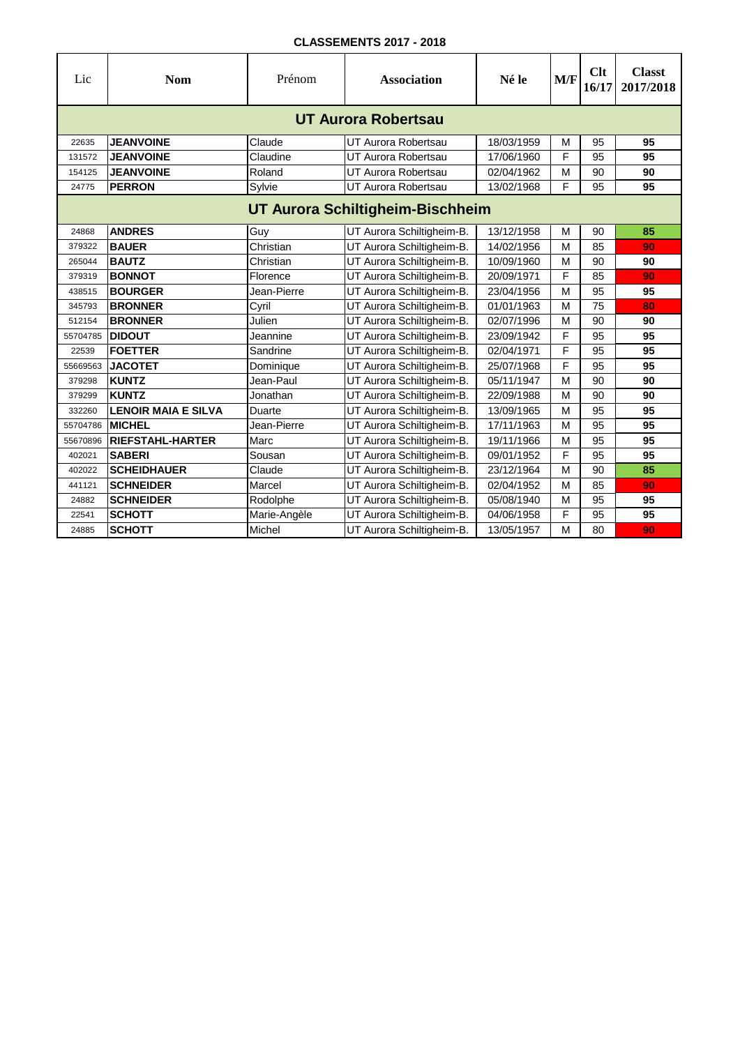**CLASSEMENTS 2017 - 2018**

| Lic | Nom | Prénom | Association | Né le | M/F | Clt 16/17 | Classt 2017/2018 |
|---|---|---|---|---|---|---|---|
| **UT Aurora Robertsau** | | | | | | | |
| 22635 | **JEANVOINE** | Claude | UT Aurora Robertsau | 18/03/1959 | M | 95 | **95** |
| 131572 | **JEANVOINE** | Claudine | UT Aurora Robertsau | 17/06/1960 | F | 95 | **95** |
| 154125 | **JEANVOINE** | Roland | UT Aurora Robertsau | 02/04/1962 | M | 90 | **90** |
| 24775 | **PERRON** | Sylvie | UT Aurora Robertsau | 13/02/1968 | F | 95 | **95** |
| **UT Aurora Schiltigheim-Bischheim** | | | | | | | |
| 24868 | **ANDRES** | Guy | UT Aurora Schiltigheim-B. | 13/12/1958 | M | 90 | **85** |
| 379322 | **BAUER** | Christian | UT Aurora Schiltigheim-B. | 14/02/1956 | M | 85 | **90** |
| 265044 | **BAUTZ** | Christian | UT Aurora Schiltigheim-B. | 10/09/1960 | M | 90 | **90** |
| 379319 | **BONNOT** | Florence | UT Aurora Schiltigheim-B. | 20/09/1971 | F | 85 | **90** |
| 438515 | **BOURGER** | Jean-Pierre | UT Aurora Schiltigheim-B. | 23/04/1956 | M | 95 | **95** |
| 345793 | **BRONNER** | Cyril | UT Aurora Schiltigheim-B. | 01/01/1963 | M | 75 | **80** |
| 512154 | **BRONNER** | Julien | UT Aurora Schiltigheim-B. | 02/07/1996 | M | 90 | **90** |
| 55704785 | **DIDOUT** | Jeannine | UT Aurora Schiltigheim-B. | 23/09/1942 | F | 95 | **95** |
| 22539 | **FOETTER** | Sandrine | UT Aurora Schiltigheim-B. | 02/04/1971 | F | 95 | **95** |
| 55669563 | **JACOTET** | Dominique | UT Aurora Schiltigheim-B. | 25/07/1968 | F | 95 | **95** |
| 379298 | **KUNTZ** | Jean-Paul | UT Aurora Schiltigheim-B. | 05/11/1947 | M | 90 | **90** |
| 379299 | **KUNTZ** | Jonathan | UT Aurora Schiltigheim-B. | 22/09/1988 | M | 90 | **90** |
| 332260 | **LENOIR MAIA E SILVA** | Duarte | UT Aurora Schiltigheim-B. | 13/09/1965 | M | 95 | **95** |
| 55704786 | **MICHEL** | Jean-Pierre | UT Aurora Schiltigheim-B. | 17/11/1963 | M | 95 | **95** |
| 55670896 | **RIEFSTAHL-HARTER** | Marc | UT Aurora Schiltigheim-B. | 19/11/1966 | M | 95 | **95** |
| 402021 | **SABERI** | Sousan | UT Aurora Schiltigheim-B. | 09/01/1952 | F | 95 | **95** |
| 402022 | **SCHEIDHAUER** | Claude | UT Aurora Schiltigheim-B. | 23/12/1964 | M | 90 | **85** |
| 441121 | **SCHNEIDER** | Marcel | UT Aurora Schiltigheim-B. | 02/04/1952 | M | 85 | **90** |
| 24882 | **SCHNEIDER** | Rodolphe | UT Aurora Schiltigheim-B. | 05/08/1940 | M | 95 | **95** |
| 22541 | **SCHOTT** | Marie-Angèle | UT Aurora Schiltigheim-B. | 04/06/1958 | F | 95 | **95** |
| 24885 | **SCHOTT** | Michel | UT Aurora Schiltigheim-B. | 13/05/1957 | M | 80 | **90** |